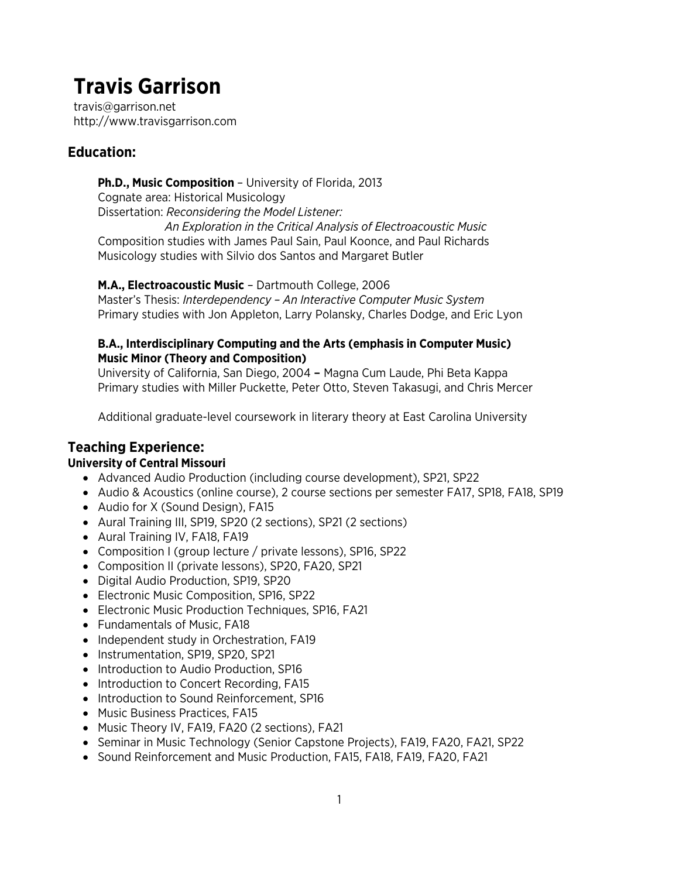# Travis Garrison

travis@garrison.net
http://www.travisgarrison.com

## Education:

**Ph.D., Music Composition** – University of Florida, 2013
Cognate area: Historical Musicology
Dissertation: *Reconsidering the Model Listener: An Exploration in the Critical Analysis of Electroacoustic Music*
Composition studies with James Paul Sain, Paul Koonce, and Paul Richards
Musicology studies with Silvio dos Santos and Margaret Butler

**M.A., Electroacoustic Music** – Dartmouth College, 2006
Master's Thesis: *Interdependency – An Interactive Computer Music System*
Primary studies with Jon Appleton, Larry Polansky, Charles Dodge, and Eric Lyon

**B.A., Interdisciplinary Computing and the Arts (emphasis in Computer Music)**
**Music Minor (Theory and Composition)**
University of California, San Diego, 2004 **–** Magna Cum Laude, Phi Beta Kappa
Primary studies with Miller Puckette, Peter Otto, Steven Takasugi, and Chris Mercer

Additional graduate-level coursework in literary theory at East Carolina University

## Teaching Experience:

**University of Central Missouri**

- Advanced Audio Production (including course development), SP21, SP22
- Audio & Acoustics (online course), 2 course sections per semester FA17, SP18, FA18, SP19
- Audio for X (Sound Design), FA15
- Aural Training III, SP19, SP20 (2 sections), SP21 (2 sections)
- Aural Training IV, FA18, FA19
- Composition I (group lecture / private lessons), SP16, SP22
- Composition II (private lessons), SP20, FA20, SP21
- Digital Audio Production, SP19, SP20
- Electronic Music Composition, SP16, SP22
- Electronic Music Production Techniques, SP16, FA21
- Fundamentals of Music, FA18
- Independent study in Orchestration, FA19
- Instrumentation, SP19, SP20, SP21
- Introduction to Audio Production, SP16
- Introduction to Concert Recording, FA15
- Introduction to Sound Reinforcement, SP16
- Music Business Practices, FA15
- Music Theory IV, FA19, FA20 (2 sections), FA21
- Seminar in Music Technology (Senior Capstone Projects), FA19, FA20, FA21, SP22
- Sound Reinforcement and Music Production, FA15, FA18, FA19, FA20, FA21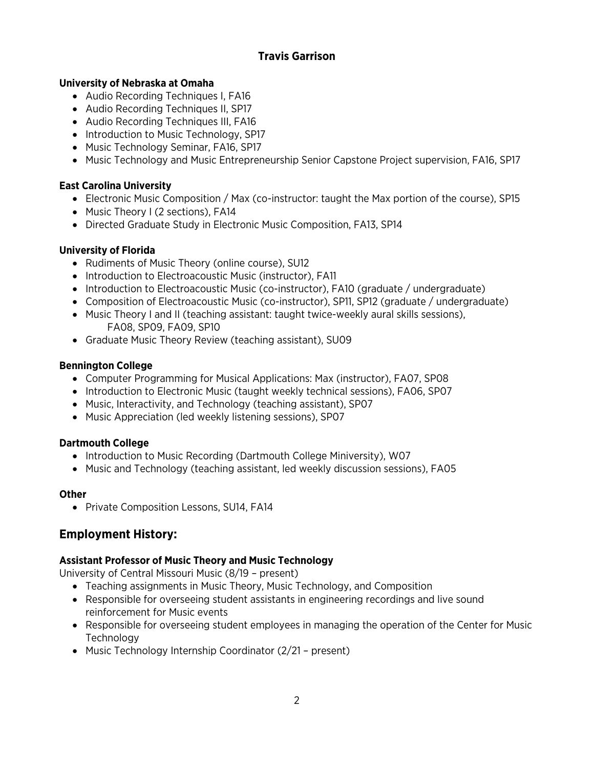**Travis Garrison**

**University of Nebraska at Omaha**

- Audio Recording Techniques I, FA16
- Audio Recording Techniques II, SP17
- Audio Recording Techniques III, FA16
- Introduction to Music Technology, SP17
- Music Technology Seminar, FA16, SP17
- Music Technology and Music Entrepreneurship Senior Capstone Project supervision, FA16, SP17

**East Carolina University**

- Electronic Music Composition / Max (co-instructor: taught the Max portion of the course), SP15
- Music Theory I (2 sections), FA14
- Directed Graduate Study in Electronic Music Composition, FA13, SP14

**University of Florida**

- Rudiments of Music Theory (online course), SU12
- Introduction to Electroacoustic Music (instructor), FA11
- Introduction to Electroacoustic Music (co-instructor), FA10 (graduate / undergraduate)
- Composition of Electroacoustic Music (co-instructor), SP11, SP12 (graduate / undergraduate)
- Music Theory I and II (teaching assistant: taught twice-weekly aural skills sessions), FA08, SP09, FA09, SP10
- Graduate Music Theory Review (teaching assistant), SU09

**Bennington College**

- Computer Programming for Musical Applications: Max (instructor), FA07, SP08
- Introduction to Electronic Music (taught weekly technical sessions), FA06, SP07
- Music, Interactivity, and Technology (teaching assistant), SP07
- Music Appreciation (led weekly listening sessions), SP07

**Dartmouth College**

- Introduction to Music Recording (Dartmouth College Miniversity), W07
- Music and Technology (teaching assistant, led weekly discussion sessions), FA05

**Other**

- Private Composition Lessons, SU14, FA14

## Employment History:

**Assistant Professor of Music Theory and Music Technology**
University of Central Missouri Music (8/19 – present)

- Teaching assignments in Music Theory, Music Technology, and Composition
- Responsible for overseeing student assistants in engineering recordings and live sound reinforcement for Music events
- Responsible for overseeing student employees in managing the operation of the Center for Music Technology
- Music Technology Internship Coordinator (2/21 – present)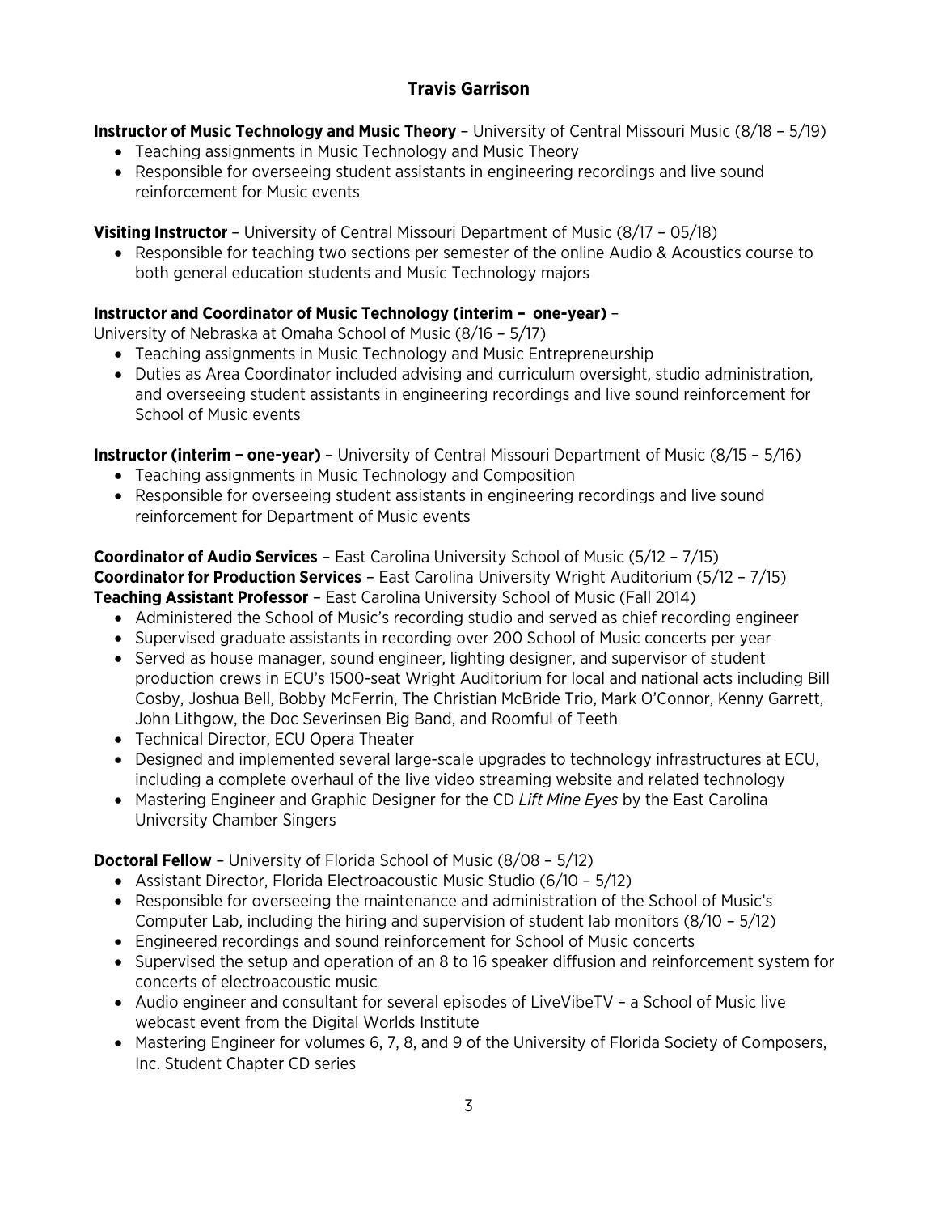## Travis Garrison

**Instructor of Music Technology and Music Theory** – University of Central Missouri Music (8/18 – 5/19)

- Teaching assignments in Music Technology and Music Theory
- Responsible for overseeing student assistants in engineering recordings and live sound reinforcement for Music events

**Visiting Instructor** – University of Central Missouri Department of Music (8/17 – 05/18)

- Responsible for teaching two sections per semester of the online Audio & Acoustics course to both general education students and Music Technology majors

**Instructor and Coordinator of Music Technology (interim – one-year)** – University of Nebraska at Omaha School of Music (8/16 – 5/17)

- Teaching assignments in Music Technology and Music Entrepreneurship
- Duties as Area Coordinator included advising and curriculum oversight, studio administration, and overseeing student assistants in engineering recordings and live sound reinforcement for School of Music events

**Instructor (interim – one-year)** – University of Central Missouri Department of Music (8/15 – 5/16)

- Teaching assignments in Music Technology and Composition
- Responsible for overseeing student assistants in engineering recordings and live sound reinforcement for Department of Music events

**Coordinator of Audio Services** – East Carolina University School of Music (5/12 – 7/15)
**Coordinator for Production Services** – East Carolina University Wright Auditorium (5/12 – 7/15)
**Teaching Assistant Professor** – East Carolina University School of Music (Fall 2014)

- Administered the School of Music's recording studio and served as chief recording engineer
- Supervised graduate assistants in recording over 200 School of Music concerts per year
- Served as house manager, sound engineer, lighting designer, and supervisor of student production crews in ECU's 1500-seat Wright Auditorium for local and national acts including Bill Cosby, Joshua Bell, Bobby McFerrin, The Christian McBride Trio, Mark O'Connor, Kenny Garrett, John Lithgow, the Doc Severinsen Big Band, and Roomful of Teeth
- Technical Director, ECU Opera Theater
- Designed and implemented several large-scale upgrades to technology infrastructures at ECU, including a complete overhaul of the live video streaming website and related technology
- Mastering Engineer and Graphic Designer for the CD *Lift Mine Eyes* by the East Carolina University Chamber Singers

**Doctoral Fellow** – University of Florida School of Music (8/08 – 5/12)

- Assistant Director, Florida Electroacoustic Music Studio (6/10 – 5/12)
- Responsible for overseeing the maintenance and administration of the School of Music's Computer Lab, including the hiring and supervision of student lab monitors (8/10 – 5/12)
- Engineered recordings and sound reinforcement for School of Music concerts
- Supervised the setup and operation of an 8 to 16 speaker diffusion and reinforcement system for concerts of electroacoustic music
- Audio engineer and consultant for several episodes of LiveVibeTV – a School of Music live webcast event from the Digital Worlds Institute
- Mastering Engineer for volumes 6, 7, 8, and 9 of the University of Florida Society of Composers, Inc. Student Chapter CD series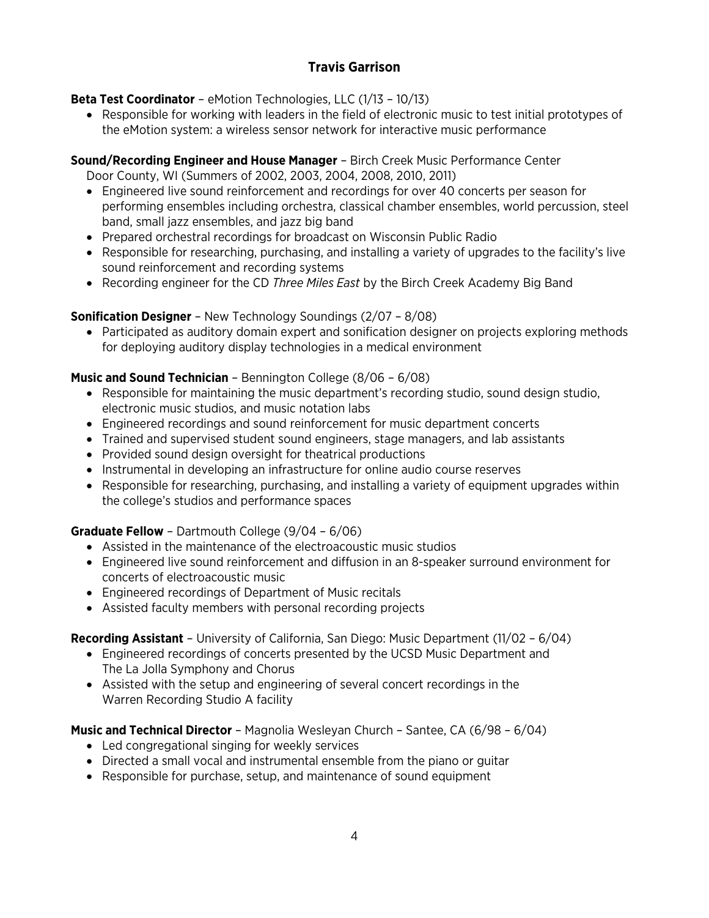# Travis Garrison

**Beta Test Coordinator** – eMotion Technologies, LLC (1/13 – 10/13)

- Responsible for working with leaders in the field of electronic music to test initial prototypes of the eMotion system: a wireless sensor network for interactive music performance

**Sound/Recording Engineer and House Manager** – Birch Creek Music Performance Center
Door County, WI (Summers of 2002, 2003, 2004, 2008, 2010, 2011)

- Engineered live sound reinforcement and recordings for over 40 concerts per season for performing ensembles including orchestra, classical chamber ensembles, world percussion, steel band, small jazz ensembles, and jazz big band
- Prepared orchestral recordings for broadcast on Wisconsin Public Radio
- Responsible for researching, purchasing, and installing a variety of upgrades to the facility's live sound reinforcement and recording systems
- Recording engineer for the CD *Three Miles East* by the Birch Creek Academy Big Band

**Sonification Designer** – New Technology Soundings (2/07 – 8/08)

- Participated as auditory domain expert and sonification designer on projects exploring methods for deploying auditory display technologies in a medical environment

**Music and Sound Technician** – Bennington College (8/06 – 6/08)

- Responsible for maintaining the music department's recording studio, sound design studio, electronic music studios, and music notation labs
- Engineered recordings and sound reinforcement for music department concerts
- Trained and supervised student sound engineers, stage managers, and lab assistants
- Provided sound design oversight for theatrical productions
- Instrumental in developing an infrastructure for online audio course reserves
- Responsible for researching, purchasing, and installing a variety of equipment upgrades within the college's studios and performance spaces

**Graduate Fellow** – Dartmouth College (9/04 – 6/06)

- Assisted in the maintenance of the electroacoustic music studios
- Engineered live sound reinforcement and diffusion in an 8-speaker surround environment for concerts of electroacoustic music
- Engineered recordings of Department of Music recitals
- Assisted faculty members with personal recording projects

**Recording Assistant** – University of California, San Diego: Music Department (11/02 – 6/04)

- Engineered recordings of concerts presented by the UCSD Music Department and The La Jolla Symphony and Chorus
- Assisted with the setup and engineering of several concert recordings in the Warren Recording Studio A facility

**Music and Technical Director** – Magnolia Wesleyan Church – Santee, CA (6/98 – 6/04)

- Led congregational singing for weekly services
- Directed a small vocal and instrumental ensemble from the piano or guitar
- Responsible for purchase, setup, and maintenance of sound equipment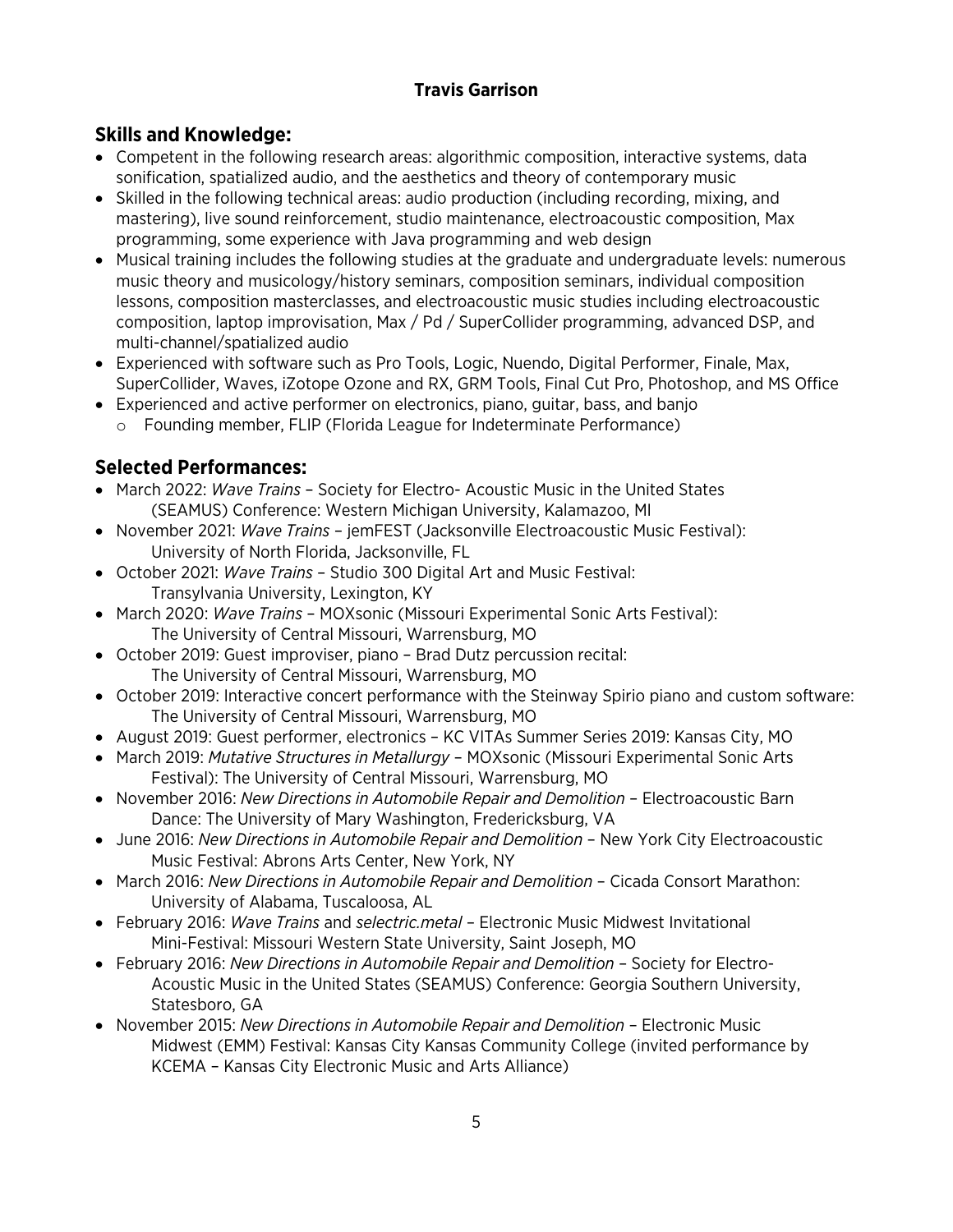**Travis Garrison**

## Skills and Knowledge:

- Competent in the following research areas: algorithmic composition, interactive systems, data sonification, spatialized audio, and the aesthetics and theory of contemporary music
- Skilled in the following technical areas: audio production (including recording, mixing, and mastering), live sound reinforcement, studio maintenance, electroacoustic composition, Max programming, some experience with Java programming and web design
- Musical training includes the following studies at the graduate and undergraduate levels: numerous music theory and musicology/history seminars, composition seminars, individual composition lessons, composition masterclasses, and electroacoustic music studies including electroacoustic composition, laptop improvisation, Max / Pd / SuperCollider programming, advanced DSP, and multi-channel/spatialized audio
- Experienced with software such as Pro Tools, Logic, Nuendo, Digital Performer, Finale, Max, SuperCollider, Waves, iZotope Ozone and RX, GRM Tools, Final Cut Pro, Photoshop, and MS Office
- Experienced and active performer on electronics, piano, guitar, bass, and banjo
  - Founding member, FLIP (Florida League for Indeterminate Performance)

## Selected Performances:

- March 2022: *Wave Trains* – Society for Electro- Acoustic Music in the United States (SEAMUS) Conference: Western Michigan University, Kalamazoo, MI
- November 2021: *Wave Trains* – jemFEST (Jacksonville Electroacoustic Music Festival): University of North Florida, Jacksonville, FL
- October 2021: *Wave Trains* – Studio 300 Digital Art and Music Festival: Transylvania University, Lexington, KY
- March 2020: *Wave Trains* – MOXsonic (Missouri Experimental Sonic Arts Festival): The University of Central Missouri, Warrensburg, MO
- October 2019: Guest improviser, piano – Brad Dutz percussion recital: The University of Central Missouri, Warrensburg, MO
- October 2019: Interactive concert performance with the Steinway Spirio piano and custom software: The University of Central Missouri, Warrensburg, MO
- August 2019: Guest performer, electronics – KC VITAs Summer Series 2019: Kansas City, MO
- March 2019: *Mutative Structures in Metallurgy* – MOXsonic (Missouri Experimental Sonic Arts Festival): The University of Central Missouri, Warrensburg, MO
- November 2016: *New Directions in Automobile Repair and Demolition* – Electroacoustic Barn Dance: The University of Mary Washington, Fredericksburg, VA
- June 2016: *New Directions in Automobile Repair and Demolition* – New York City Electroacoustic Music Festival: Abrons Arts Center, New York, NY
- March 2016: *New Directions in Automobile Repair and Demolition* – Cicada Consort Marathon: University of Alabama, Tuscaloosa, AL
- February 2016: *Wave Trains* and *selectric.metal* – Electronic Music Midwest Invitational Mini-Festival: Missouri Western State University, Saint Joseph, MO
- February 2016: *New Directions in Automobile Repair and Demolition* – Society for Electro-Acoustic Music in the United States (SEAMUS) Conference: Georgia Southern University, Statesboro, GA
- November 2015: *New Directions in Automobile Repair and Demolition* – Electronic Music Midwest (EMM) Festival: Kansas City Kansas Community College (invited performance by KCEMA – Kansas City Electronic Music and Arts Alliance)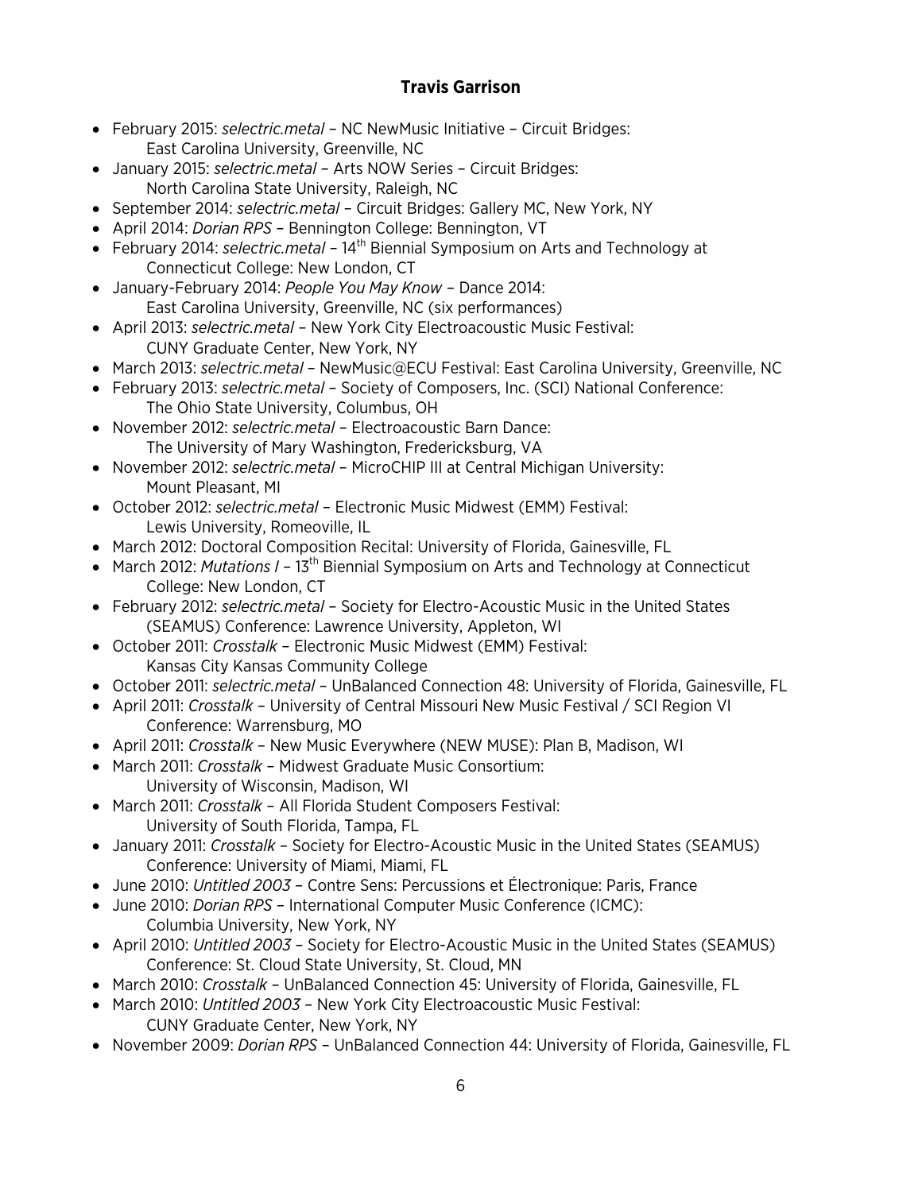**Travis Garrison**

- February 2015: *selectric.metal* – NC NewMusic Initiative – Circuit Bridges: East Carolina University, Greenville, NC
- January 2015: *selectric.metal* – Arts NOW Series – Circuit Bridges: North Carolina State University, Raleigh, NC
- September 2014: *selectric.metal* – Circuit Bridges: Gallery MC, New York, NY
- April 2014: *Dorian RPS* – Bennington College: Bennington, VT
- February 2014: *selectric.metal* – 14th Biennial Symposium on Arts and Technology at Connecticut College: New London, CT
- January-February 2014: *People You May Know* – Dance 2014: East Carolina University, Greenville, NC (six performances)
- April 2013: *selectric.metal* – New York City Electroacoustic Music Festival: CUNY Graduate Center, New York, NY
- March 2013: *selectric.metal* – NewMusic@ECU Festival: East Carolina University, Greenville, NC
- February 2013: *selectric.metal* – Society of Composers, Inc. (SCI) National Conference: The Ohio State University, Columbus, OH
- November 2012: *selectric.metal* – Electroacoustic Barn Dance: The University of Mary Washington, Fredericksburg, VA
- November 2012: *selectric.metal* – MicroCHIP III at Central Michigan University: Mount Pleasant, MI
- October 2012: *selectric.metal* – Electronic Music Midwest (EMM) Festival: Lewis University, Romeoville, IL
- March 2012: Doctoral Composition Recital: University of Florida, Gainesville, FL
- March 2012: *Mutations I* – 13th Biennial Symposium on Arts and Technology at Connecticut College: New London, CT
- February 2012: *selectric.metal* – Society for Electro-Acoustic Music in the United States (SEAMUS) Conference: Lawrence University, Appleton, WI
- October 2011: *Crosstalk* – Electronic Music Midwest (EMM) Festival: Kansas City Kansas Community College
- October 2011: *selectric.metal* – UnBalanced Connection 48: University of Florida, Gainesville, FL
- April 2011: *Crosstalk* – University of Central Missouri New Music Festival / SCI Region VI Conference: Warrensburg, MO
- April 2011: *Crosstalk* – New Music Everywhere (NEW MUSE): Plan B, Madison, WI
- March 2011: *Crosstalk* – Midwest Graduate Music Consortium: University of Wisconsin, Madison, WI
- March 2011: *Crosstalk* – All Florida Student Composers Festival: University of South Florida, Tampa, FL
- January 2011: *Crosstalk* – Society for Electro-Acoustic Music in the United States (SEAMUS) Conference: University of Miami, Miami, FL
- June 2010: *Untitled 2003* – Contre Sens: Percussions et Électronique: Paris, France
- June 2010: *Dorian RPS* – International Computer Music Conference (ICMC): Columbia University, New York, NY
- April 2010: *Untitled 2003* – Society for Electro-Acoustic Music in the United States (SEAMUS) Conference: St. Cloud State University, St. Cloud, MN
- March 2010: *Crosstalk* – UnBalanced Connection 45: University of Florida, Gainesville, FL
- March 2010: *Untitled 2003* – New York City Electroacoustic Music Festival: CUNY Graduate Center, New York, NY
- November 2009: *Dorian RPS* – UnBalanced Connection 44: University of Florida, Gainesville, FL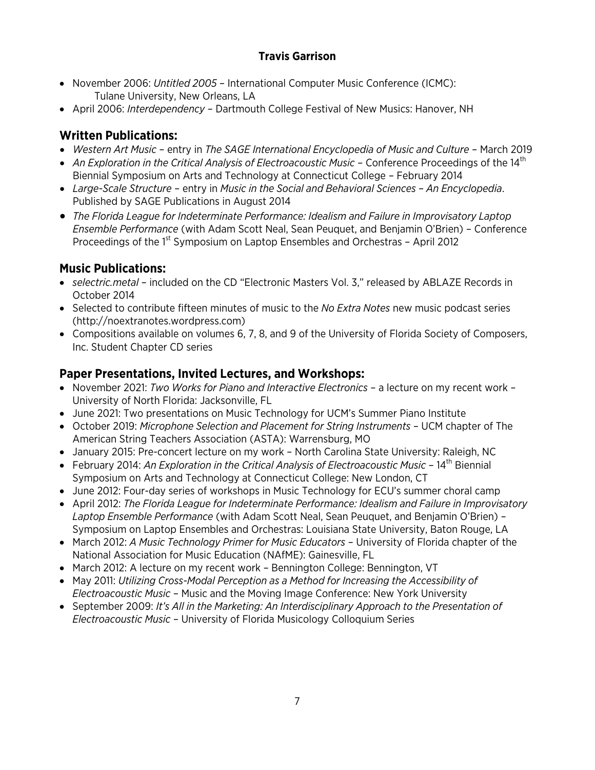- November 2006: *Untitled 2005* – International Computer Music Conference (ICMC): Tulane University, New Orleans, LA
- April 2006: *Interdependency* – Dartmouth College Festival of New Musics: Hanover, NH

## Written Publications:

- *Western Art Music* – entry in *The SAGE International Encyclopedia of Music and Culture* – March 2019
- *An Exploration in the Critical Analysis of Electroacoustic Music* – Conference Proceedings of the 14th Biennial Symposium on Arts and Technology at Connecticut College – February 2014
- *Large-Scale Structure* – entry in *Music in the Social and Behavioral Sciences – An Encyclopedia*. Published by SAGE Publications in August 2014
- *The Florida League for Indeterminate Performance: Idealism and Failure in Improvisatory Laptop Ensemble Performance* (with Adam Scott Neal, Sean Peuquet, and Benjamin O'Brien) – Conference Proceedings of the 1st Symposium on Laptop Ensembles and Orchestras – April 2012

## Music Publications:

- *selectric.metal* – included on the CD "Electronic Masters Vol. 3," released by ABLAZE Records in October 2014
- Selected to contribute fifteen minutes of music to the *No Extra Notes* new music podcast series (http://noextranotes.wordpress.com)
- Compositions available on volumes 6, 7, 8, and 9 of the University of Florida Society of Composers, Inc. Student Chapter CD series

## Paper Presentations, Invited Lectures, and Workshops:

- November 2021: *Two Works for Piano and Interactive Electronics* – a lecture on my recent work – University of North Florida: Jacksonville, FL
- June 2021: Two presentations on Music Technology for UCM's Summer Piano Institute
- October 2019: *Microphone Selection and Placement for String Instruments* – UCM chapter of The American String Teachers Association (ASTA): Warrensburg, MO
- January 2015: Pre-concert lecture on my work – North Carolina State University: Raleigh, NC
- February 2014: *An Exploration in the Critical Analysis of Electroacoustic Music* – 14th Biennial Symposium on Arts and Technology at Connecticut College: New London, CT
- June 2012: Four-day series of workshops in Music Technology for ECU's summer choral camp
- April 2012: *The Florida League for Indeterminate Performance: Idealism and Failure in Improvisatory Laptop Ensemble Performance* (with Adam Scott Neal, Sean Peuquet, and Benjamin O'Brien) – Symposium on Laptop Ensembles and Orchestras: Louisiana State University, Baton Rouge, LA
- March 2012: *A Music Technology Primer for Music Educators* – University of Florida chapter of the National Association for Music Education (NAfME): Gainesville, FL
- March 2012: A lecture on my recent work – Bennington College: Bennington, VT
- May 2011: *Utilizing Cross-Modal Perception as a Method for Increasing the Accessibility of Electroacoustic Music* – Music and the Moving Image Conference: New York University
- September 2009: *It's All in the Marketing: An Interdisciplinary Approach to the Presentation of Electroacoustic Music* – University of Florida Musicology Colloquium Series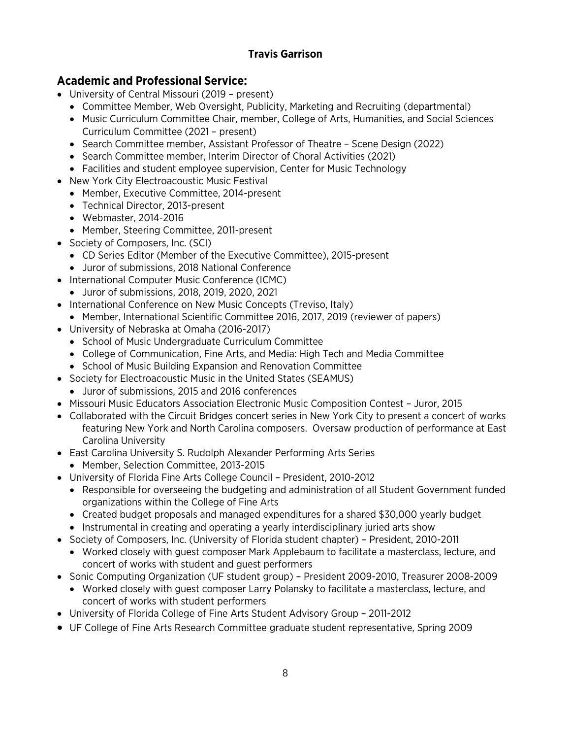## Academic and Professional Service:

- University of Central Missouri (2019 – present)
  - Committee Member, Web Oversight, Publicity, Marketing and Recruiting (departmental)
  - Music Curriculum Committee Chair, member, College of Arts, Humanities, and Social Sciences Curriculum Committee (2021 – present)
  - Search Committee member, Assistant Professor of Theatre – Scene Design (2022)
  - Search Committee member, Interim Director of Choral Activities (2021)
  - Facilities and student employee supervision, Center for Music Technology
- New York City Electroacoustic Music Festival
  - Member, Executive Committee, 2014-present
  - Technical Director, 2013-present
  - Webmaster, 2014-2016
  - Member, Steering Committee, 2011-present
- Society of Composers, Inc. (SCI)
  - CD Series Editor (Member of the Executive Committee), 2015-present
  - Juror of submissions, 2018 National Conference
- International Computer Music Conference (ICMC)
  - Juror of submissions, 2018, 2019, 2020, 2021
- International Conference on New Music Concepts (Treviso, Italy)
  - Member, International Scientific Committee 2016, 2017, 2019 (reviewer of papers)
- University of Nebraska at Omaha (2016-2017)
  - School of Music Undergraduate Curriculum Committee
  - College of Communication, Fine Arts, and Media: High Tech and Media Committee
  - School of Music Building Expansion and Renovation Committee
- Society for Electroacoustic Music in the United States (SEAMUS)
  - Juror of submissions, 2015 and 2016 conferences
- Missouri Music Educators Association Electronic Music Composition Contest – Juror, 2015
- Collaborated with the Circuit Bridges concert series in New York City to present a concert of works featuring New York and North Carolina composers. Oversaw production of performance at East Carolina University
- East Carolina University S. Rudolph Alexander Performing Arts Series
  - Member, Selection Committee, 2013-2015
- University of Florida Fine Arts College Council – President, 2010-2012
  - Responsible for overseeing the budgeting and administration of all Student Government funded organizations within the College of Fine Arts
  - Created budget proposals and managed expenditures for a shared $30,000 yearly budget
  - Instrumental in creating and operating a yearly interdisciplinary juried arts show
- Society of Composers, Inc. (University of Florida student chapter) – President, 2010-2011
  - Worked closely with guest composer Mark Applebaum to facilitate a masterclass, lecture, and concert of works with student and guest performers
- Sonic Computing Organization (UF student group) – President 2009-2010, Treasurer 2008-2009
  - Worked closely with guest composer Larry Polansky to facilitate a masterclass, lecture, and concert of works with student performers
- University of Florida College of Fine Arts Student Advisory Group – 2011-2012
- UF College of Fine Arts Research Committee graduate student representative, Spring 2009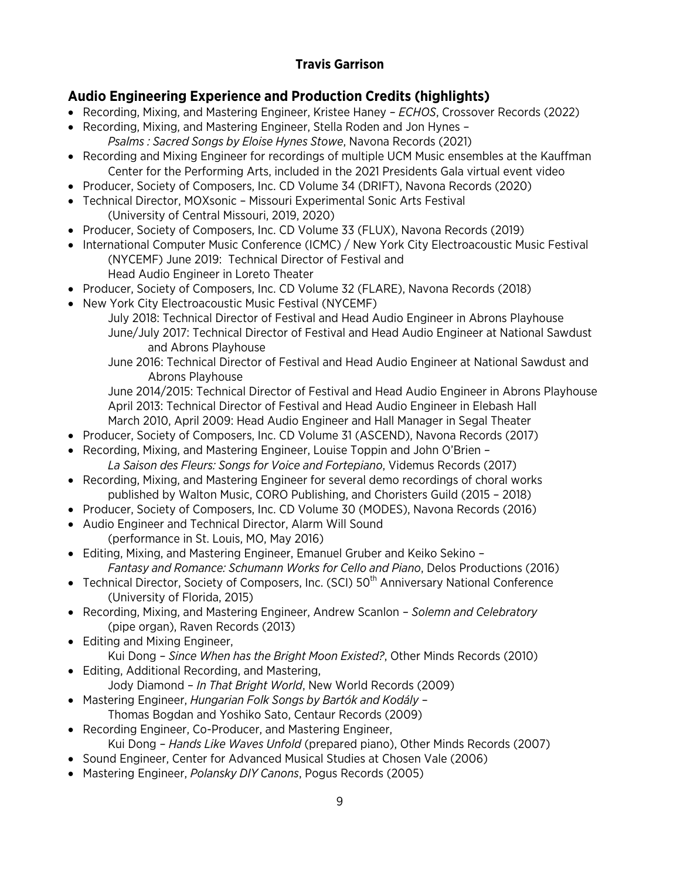**Travis Garrison**

## Audio Engineering Experience and Production Credits (highlights)

- Recording, Mixing, and Mastering Engineer, Kristee Haney – *ECHOS*, Crossover Records (2022)
- Recording, Mixing, and Mastering Engineer, Stella Roden and Jon Hynes – *Psalms : Sacred Songs by Eloise Hynes Stowe*, Navona Records (2021)
- Recording and Mixing Engineer for recordings of multiple UCM Music ensembles at the Kauffman Center for the Performing Arts, included in the 2021 Presidents Gala virtual event video
- Producer, Society of Composers, Inc. CD Volume 34 (DRIFT), Navona Records (2020)
- Technical Director, MOXsonic – Missouri Experimental Sonic Arts Festival (University of Central Missouri, 2019, 2020)
- Producer, Society of Composers, Inc. CD Volume 33 (FLUX), Navona Records (2019)
- International Computer Music Conference (ICMC) / New York City Electroacoustic Music Festival (NYCEMF) June 2019: Technical Director of Festival and Head Audio Engineer in Loreto Theater
- Producer, Society of Composers, Inc. CD Volume 32 (FLARE), Navona Records (2018)
- New York City Electroacoustic Music Festival (NYCEMF)
  - July 2018: Technical Director of Festival and Head Audio Engineer in Abrons Playhouse
  - June/July 2017: Technical Director of Festival and Head Audio Engineer at National Sawdust and Abrons Playhouse
  - June 2016: Technical Director of Festival and Head Audio Engineer at National Sawdust and Abrons Playhouse
  - June 2014/2015: Technical Director of Festival and Head Audio Engineer in Abrons Playhouse
  - April 2013: Technical Director of Festival and Head Audio Engineer in Elebash Hall
  - March 2010, April 2009: Head Audio Engineer and Hall Manager in Segal Theater
- Producer, Society of Composers, Inc. CD Volume 31 (ASCEND), Navona Records (2017)
- Recording, Mixing, and Mastering Engineer, Louise Toppin and John O'Brien – *La Saison des Fleurs: Songs for Voice and Fortepiano*, Videmus Records (2017)
- Recording, Mixing, and Mastering Engineer for several demo recordings of choral works published by Walton Music, CORO Publishing, and Choristers Guild (2015 – 2018)
- Producer, Society of Composers, Inc. CD Volume 30 (MODES), Navona Records (2016)
- Audio Engineer and Technical Director, Alarm Will Sound (performance in St. Louis, MO, May 2016)
- Editing, Mixing, and Mastering Engineer, Emanuel Gruber and Keiko Sekino – *Fantasy and Romance: Schumann Works for Cello and Piano*, Delos Productions (2016)
- Technical Director, Society of Composers, Inc. (SCI) 50th Anniversary National Conference (University of Florida, 2015)
- Recording, Mixing, and Mastering Engineer, Andrew Scanlon – *Solemn and Celebratory* (pipe organ), Raven Records (2013)
- Editing and Mixing Engineer, Kui Dong – *Since When has the Bright Moon Existed?*, Other Minds Records (2010)
- Editing, Additional Recording, and Mastering, Jody Diamond – *In That Bright World*, New World Records (2009)
- Mastering Engineer, *Hungarian Folk Songs by Bartók and Kodály* – Thomas Bogdan and Yoshiko Sato, Centaur Records (2009)
- Recording Engineer, Co-Producer, and Mastering Engineer, Kui Dong – *Hands Like Waves Unfold* (prepared piano), Other Minds Records (2007)
- Sound Engineer, Center for Advanced Musical Studies at Chosen Vale (2006)
- Mastering Engineer, *Polansky DIY Canons*, Pogus Records (2005)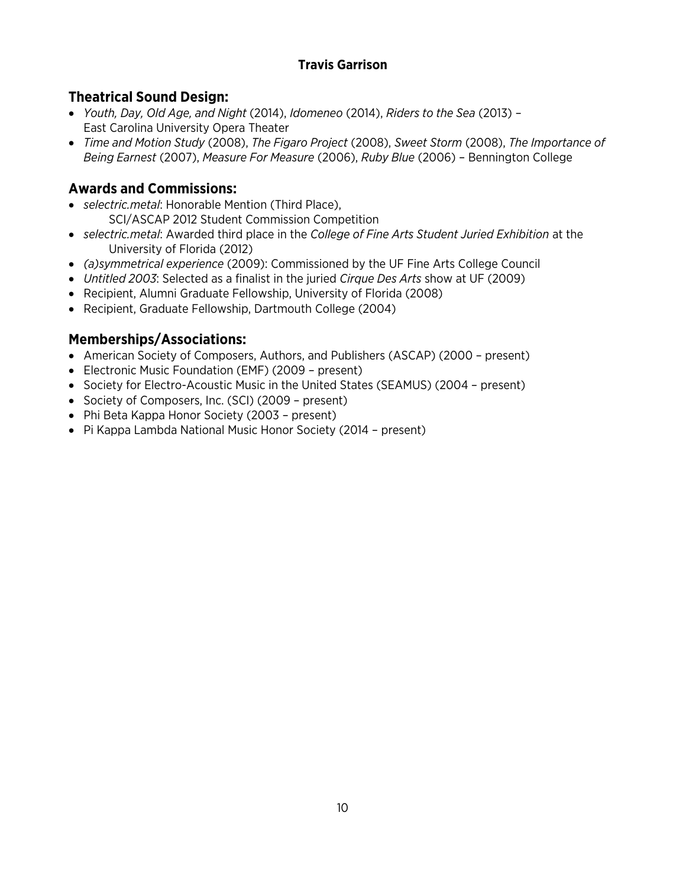**Travis Garrison**

## Theatrical Sound Design:

- *Youth, Day, Old Age, and Night* (2014), *Idomeneo* (2014), *Riders to the Sea* (2013) – East Carolina University Opera Theater
- *Time and Motion Study* (2008), *The Figaro Project* (2008), *Sweet Storm* (2008), *The Importance of Being Earnest* (2007), *Measure For Measure* (2006), *Ruby Blue* (2006) – Bennington College

## Awards and Commissions:

- *selectric.metal*: Honorable Mention (Third Place), SCI/ASCAP 2012 Student Commission Competition
- *selectric.metal*: Awarded third place in the *College of Fine Arts Student Juried Exhibition* at the University of Florida (2012)
- *(a)symmetrical experience* (2009): Commissioned by the UF Fine Arts College Council
- *Untitled 2003*: Selected as a finalist in the juried *Cirque Des Arts* show at UF (2009)
- Recipient, Alumni Graduate Fellowship, University of Florida (2008)
- Recipient, Graduate Fellowship, Dartmouth College (2004)

## Memberships/Associations:

- American Society of Composers, Authors, and Publishers (ASCAP) (2000 – present)
- Electronic Music Foundation (EMF) (2009 – present)
- Society for Electro-Acoustic Music in the United States (SEAMUS) (2004 – present)
- Society of Composers, Inc. (SCI) (2009 – present)
- Phi Beta Kappa Honor Society (2003 – present)
- Pi Kappa Lambda National Music Honor Society (2014 – present)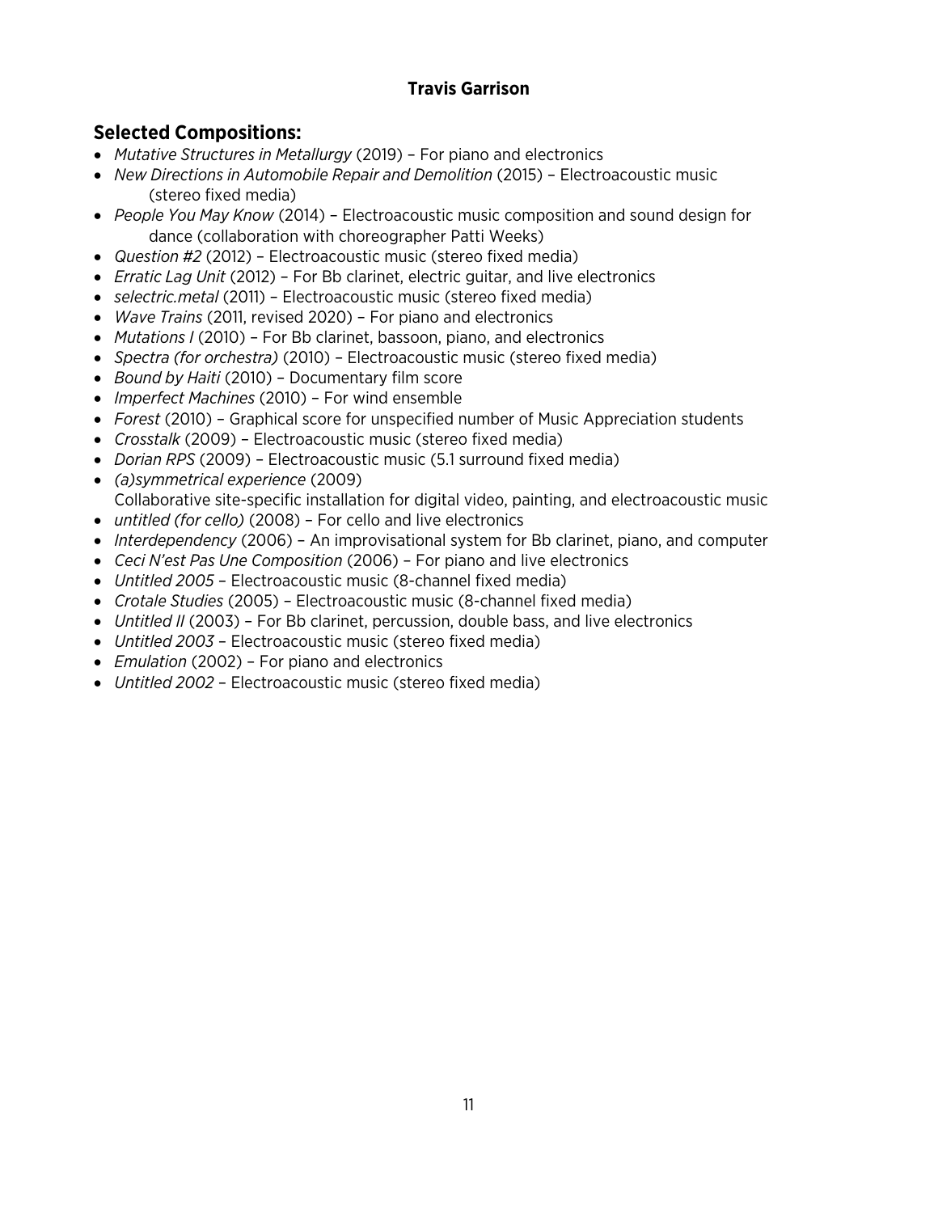**Travis Garrison**

## Selected Compositions:

- *Mutative Structures in Metallurgy* (2019) – For piano and electronics
- *New Directions in Automobile Repair and Demolition* (2015) – Electroacoustic music (stereo fixed media)
- *People You May Know* (2014) – Electroacoustic music composition and sound design for dance (collaboration with choreographer Patti Weeks)
- *Question #2* (2012) – Electroacoustic music (stereo fixed media)
- *Erratic Lag Unit* (2012) – For Bb clarinet, electric guitar, and live electronics
- *selectric.metal* (2011) – Electroacoustic music (stereo fixed media)
- *Wave Trains* (2011, revised 2020) – For piano and electronics
- *Mutations I* (2010) – For Bb clarinet, bassoon, piano, and electronics
- *Spectra (for orchestra)* (2010) – Electroacoustic music (stereo fixed media)
- *Bound by Haiti* (2010) – Documentary film score
- *Imperfect Machines* (2010) – For wind ensemble
- *Forest* (2010) – Graphical score for unspecified number of Music Appreciation students
- *Crosstalk* (2009) – Electroacoustic music (stereo fixed media)
- *Dorian RPS* (2009) – Electroacoustic music (5.1 surround fixed media)
- *(a)symmetrical experience* (2009)
  Collaborative site-specific installation for digital video, painting, and electroacoustic music
- *untitled (for cello)* (2008) – For cello and live electronics
- *Interdependency* (2006) – An improvisational system for Bb clarinet, piano, and computer
- *Ceci N'est Pas Une Composition* (2006) – For piano and live electronics
- *Untitled 2005* – Electroacoustic music (8-channel fixed media)
- *Crotale Studies* (2005) – Electroacoustic music (8-channel fixed media)
- *Untitled II* (2003) – For Bb clarinet, percussion, double bass, and live electronics
- *Untitled 2003* – Electroacoustic music (stereo fixed media)
- *Emulation* (2002) – For piano and electronics
- *Untitled 2002* – Electroacoustic music (stereo fixed media)